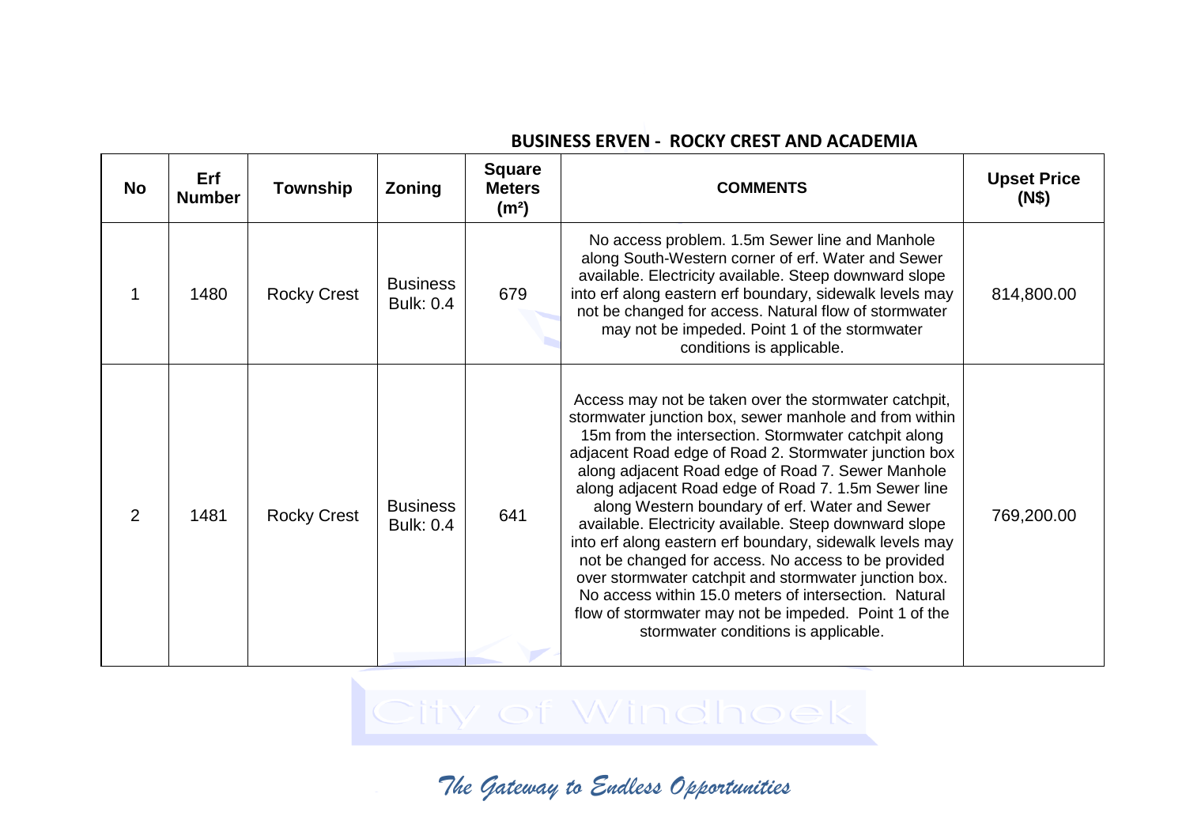## BUSINESS ERVEN - ROCKY CREST AND ACADEMIA

| No | Erf Number | Township | Zoning | Square Meters (m²) | COMMENTS | Upset Price (N$) |
|---|---|---|---|---|---|---|
| 1 | 1480 | Rocky Crest | Business Bulk: 0.4 | 679 | No access problem. 1.5m Sewer line and Manhole along South-Western corner of erf. Water and Sewer available. Electricity available. Steep downward slope into erf along eastern erf boundary, sidewalk levels may not be changed for access. Natural flow of stormwater may not be impeded. Point 1 of the stormwater conditions is applicable. | 814,800.00 |
| 2 | 1481 | Rocky Crest | Business Bulk: 0.4 | 641 | Access may not be taken over the stormwater catchpit, stormwater junction box, sewer manhole and from within 15m from the intersection. Stormwater catchpit along adjacent Road edge of Road 2. Stormwater junction box along adjacent Road edge of Road 7. Sewer Manhole along adjacent Road edge of Road 7. 1.5m Sewer line along Western boundary of erf. Water and Sewer available. Electricity available. Steep downward slope into erf along eastern erf boundary, sidewalk levels may not be changed for access. No access to be provided over stormwater catchpit and stormwater junction box. No access within 15.0 meters of intersection. Natural flow of stormwater may not be impeded. Point 1 of the stormwater conditions is applicable. | 769,200.00 |

City of Windhoek

*The Gateway to Endless Opportunities*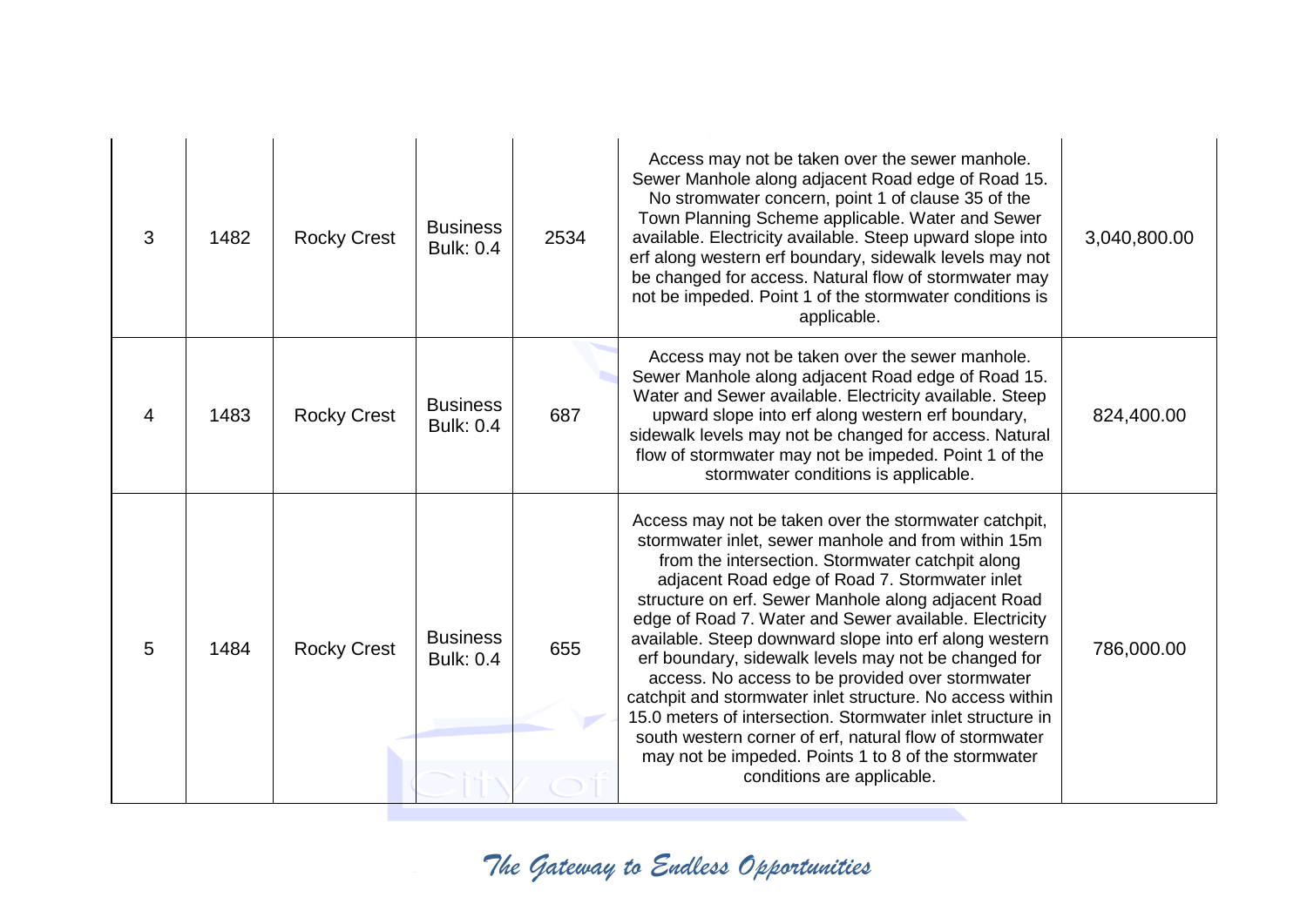| | | | | | | |
|---|---|---|---|---|---|---|
| 3 | 1482 | Rocky Crest | Business Bulk: 0.4 | 2534 | Access may not be taken over the sewer manhole. Sewer Manhole along adjacent Road edge of Road 15. No stromwater concern, point 1 of clause 35 of the Town Planning Scheme applicable. Water and Sewer available. Electricity available. Steep upward slope into erf along western erf boundary, sidewalk levels may not be changed for access. Natural flow of stormwater may not be impeded. Point 1 of the stormwater conditions is applicable. | 3,040,800.00 |
| 4 | 1483 | Rocky Crest | Business Bulk: 0.4 | 687 | Access may not be taken over the sewer manhole. Sewer Manhole along adjacent Road edge of Road 15. Water and Sewer available. Electricity available. Steep upward slope into erf along western erf boundary, sidewalk levels may not be changed for access. Natural flow of stormwater may not be impeded. Point 1 of the stormwater conditions is applicable. | 824,400.00 |
| 5 | 1484 | Rocky Crest | Business Bulk: 0.4 | 655 | Access may not be taken over the stormwater catchpit, stormwater inlet, sewer manhole and from within 15m from the intersection. Stormwater catchpit along adjacent Road edge of Road 7. Stormwater inlet structure on erf. Sewer Manhole along adjacent Road edge of Road 7. Water and Sewer available. Electricity available. Steep downward slope into erf along western erf boundary, sidewalk levels may not be changed for access. No access to be provided over stormwater catchpit and stormwater inlet structure. No access within 15.0 meters of intersection. Stormwater inlet structure in south western corner of erf, natural flow of stormwater may not be impeded. Points 1 to 8 of the stormwater conditions are applicable. | 786,000.00 |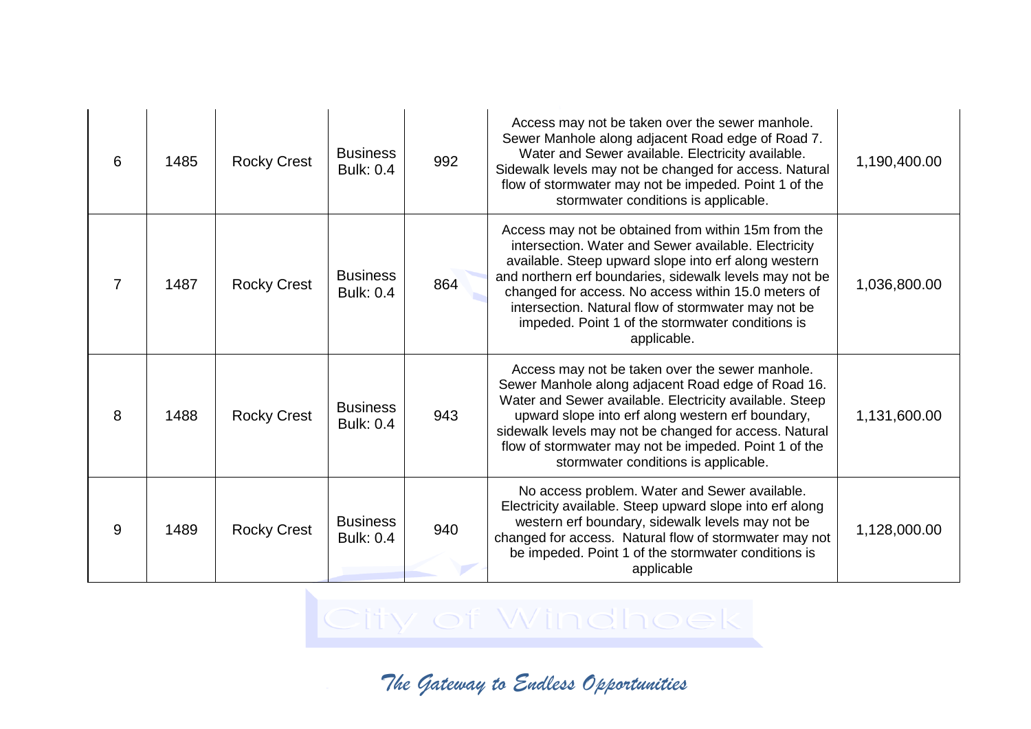| | | | | | | |
|---|---|---|---|---|---|---|
| 6 | 1485 | Rocky Crest | Business Bulk: 0.4 | 992 | Access may not be taken over the sewer manhole. Sewer Manhole along adjacent Road edge of Road 7. Water and Sewer available. Electricity available. Sidewalk levels may not be changed for access. Natural flow of stormwater may not be impeded. Point 1 of the stormwater conditions is applicable. | 1,190,400.00 |
| 7 | 1487 | Rocky Crest | Business Bulk: 0.4 | 864 | Access may not be obtained from within 15m from the intersection. Water and Sewer available. Electricity available. Steep upward slope into erf along western and northern erf boundaries, sidewalk levels may not be changed for access. No access within 15.0 meters of intersection. Natural flow of stormwater may not be impeded. Point 1 of the stormwater conditions is applicable. | 1,036,800.00 |
| 8 | 1488 | Rocky Crest | Business Bulk: 0.4 | 943 | Access may not be taken over the sewer manhole. Sewer Manhole along adjacent Road edge of Road 16. Water and Sewer available. Electricity available. Steep upward slope into erf along western erf boundary, sidewalk levels may not be changed for access. Natural flow of stormwater may not be impeded. Point 1 of the stormwater conditions is applicable. | 1,131,600.00 |
| 9 | 1489 | Rocky Crest | Business Bulk: 0.4 | 940 | No access problem. Water and Sewer available. Electricity available. Steep upward slope into erf along western erf boundary, sidewalk levels may not be changed for access. Natural flow of stormwater may not be impeded. Point 1 of the stormwater conditions is applicable | 1,128,000.00 |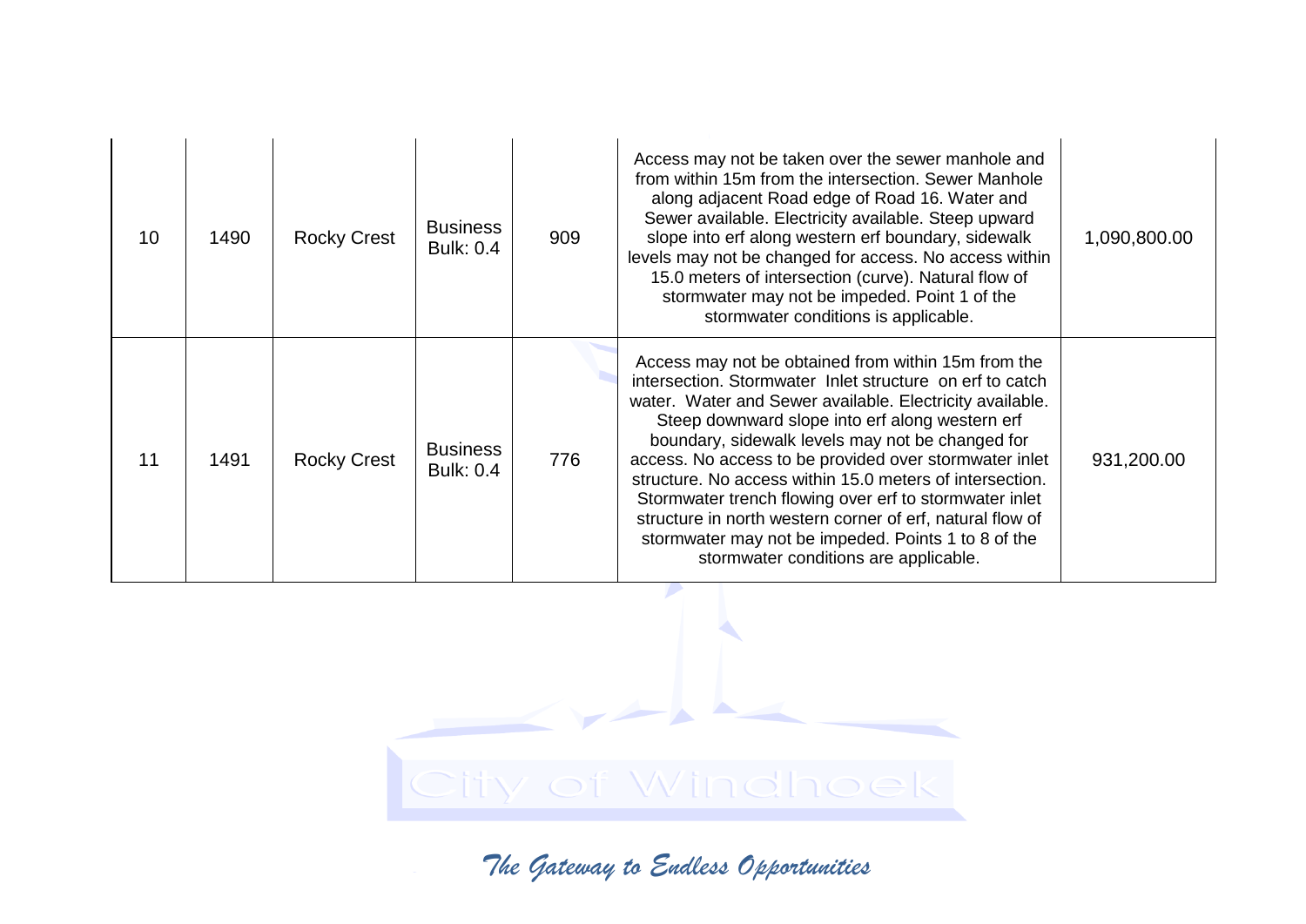| | | | | | | |
|---|---|---|---|---|---|---|
| 10 | 1490 | Rocky Crest | Business Bulk: 0.4 | 909 | Access may not be taken over the sewer manhole and from within 15m from the intersection. Sewer Manhole along adjacent Road edge of Road 16. Water and Sewer available. Electricity available. Steep upward slope into erf along western erf boundary, sidewalk levels may not be changed for access. No access within 15.0 meters of intersection (curve). Natural flow of stormwater may not be impeded. Point 1 of the stormwater conditions is applicable. | 1,090,800.00 |
| 11 | 1491 | Rocky Crest | Business Bulk: 0.4 | 776 | Access may not be obtained from within 15m from the intersection. Stormwater Inlet structure on erf to catch water. Water and Sewer available. Electricity available. Steep downward slope into erf along western erf boundary, sidewalk levels may not be changed for access. No access to be provided over stormwater inlet structure. No access within 15.0 meters of intersection. Stormwater trench flowing over erf to stormwater inlet structure in north western corner of erf, natural flow of stormwater may not be impeded. Points 1 to 8 of the stormwater conditions are applicable. | 931,200.00 |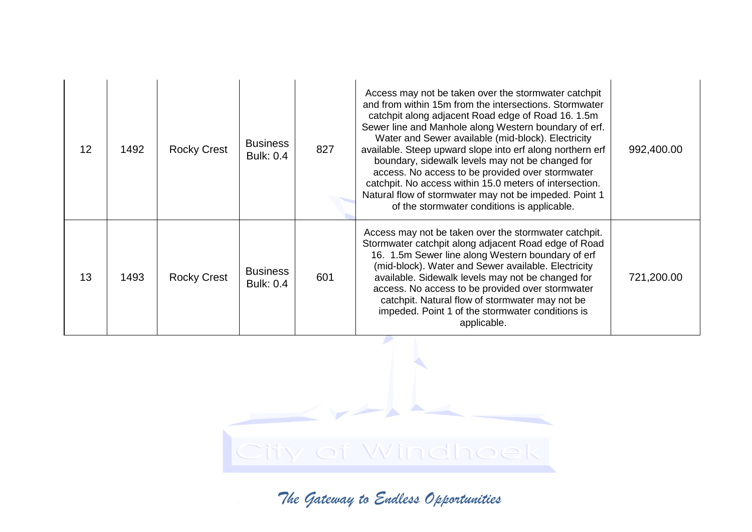| | | | | | | |
|---|---|---|---|---|---|---|
| 12 | 1492 | Rocky Crest | Business Bulk: 0.4 | 827 | Access may not be taken over the stormwater catchpit and from within 15m from the intersections. Stormwater catchpit along adjacent Road edge of Road 16. 1.5m Sewer line and Manhole along Western boundary of erf. Water and Sewer available (mid-block). Electricity available. Steep upward slope into erf along northern erf boundary, sidewalk levels may not be changed for access. No access to be provided over stormwater catchpit. No access within 15.0 meters of intersection. Natural flow of stormwater may not be impeded. Point 1 of the stormwater conditions is applicable. | 992,400.00 |
| 13 | 1493 | Rocky Crest | Business Bulk: 0.4 | 601 | Access may not be taken over the stormwater catchpit. Stormwater catchpit along adjacent Road edge of Road 16. 1.5m Sewer line along Western boundary of erf (mid-block). Water and Sewer available. Electricity available. Sidewalk levels may not be changed for access. No access to be provided over stormwater catchpit. Natural flow of stormwater may not be impeded. Point 1 of the stormwater conditions is applicable. | 721,200.00 |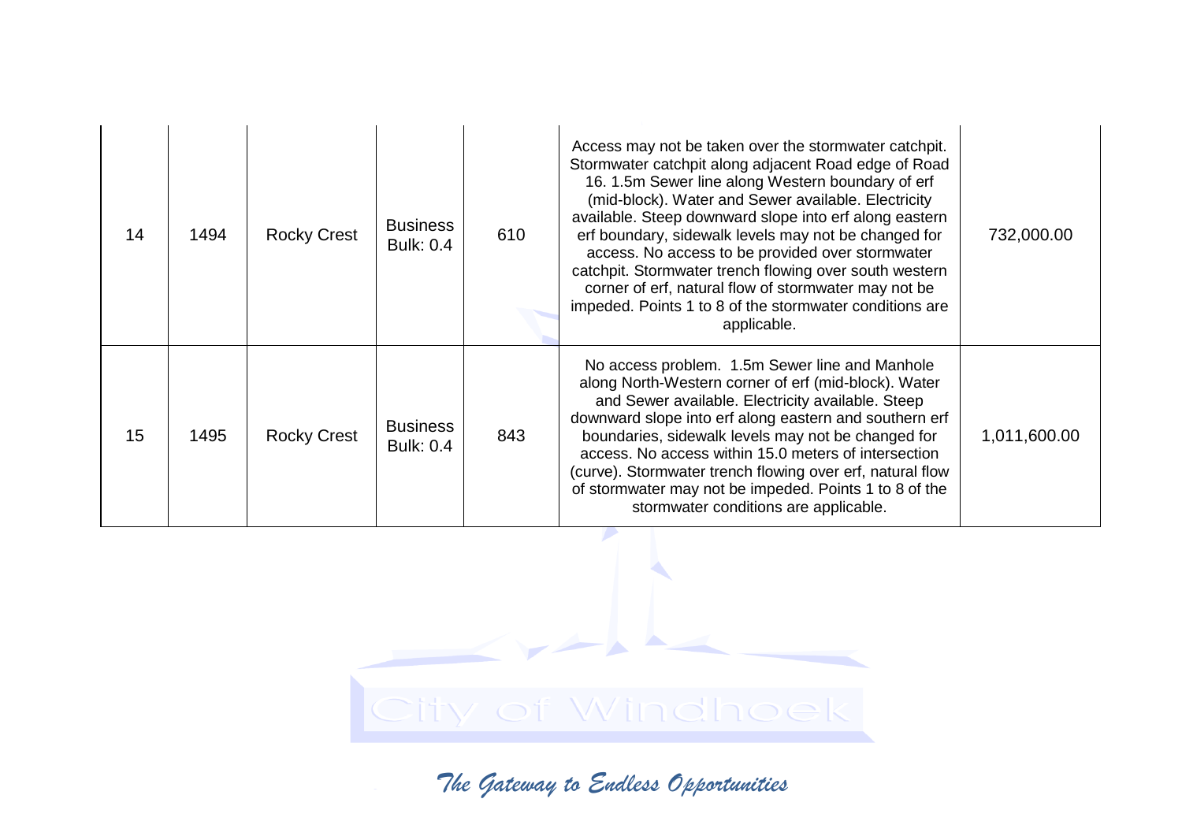| | | | | | | |
|---|---|---|---|---|---|---|
| 14 | 1494 | Rocky Crest | Business Bulk: 0.4 | 610 | Access may not be taken over the stormwater catchpit. Stormwater catchpit along adjacent Road edge of Road 16. 1.5m Sewer line along Western boundary of erf (mid-block). Water and Sewer available. Electricity available. Steep downward slope into erf along eastern erf boundary, sidewalk levels may not be changed for access. No access to be provided over stormwater catchpit. Stormwater trench flowing over south western corner of erf, natural flow of stormwater may not be impeded. Points 1 to 8 of the stormwater conditions are applicable. | 732,000.00 |
| 15 | 1495 | Rocky Crest | Business Bulk: 0.4 | 843 | No access problem. 1.5m Sewer line and Manhole along North-Western corner of erf (mid-block). Water and Sewer available. Electricity available. Steep downward slope into erf along eastern and southern erf boundaries, sidewalk levels may not be changed for access. No access within 15.0 meters of intersection (curve). Stormwater trench flowing over erf, natural flow of stormwater may not be impeded. Points 1 to 8 of the stormwater conditions are applicable. | 1,011,600.00 |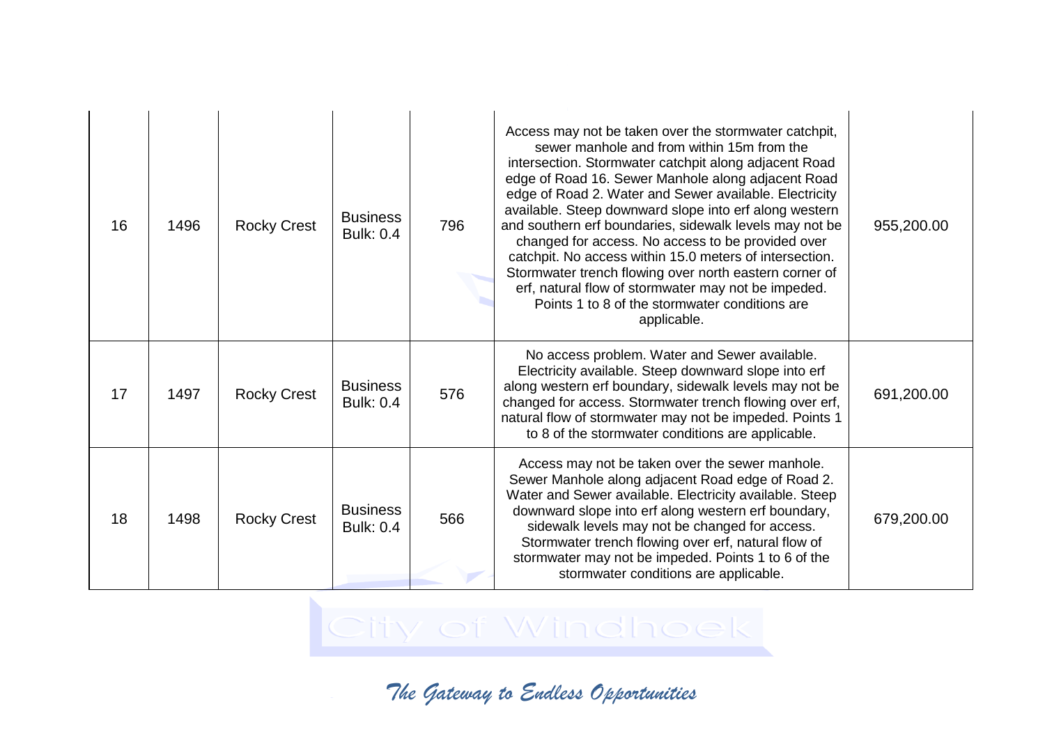| 16 | 1496 | Rocky Crest | Business Bulk: 0.4 | 796 | Access may not be taken over the stormwater catchpit, sewer manhole and from within 15m from the intersection. Stormwater catchpit along adjacent Road edge of Road 16. Sewer Manhole along adjacent Road edge of Road 2. Water and Sewer available. Electricity available. Steep downward slope into erf along western and southern erf boundaries, sidewalk levels may not be changed for access. No access to be provided over catchpit. No access within 15.0 meters of intersection. Stormwater trench flowing over north eastern corner of erf, natural flow of stormwater may not be impeded. Points 1 to 8 of the stormwater conditions are applicable. | 955,200.00 |
|---|---|---|---|---|---|---|
| 17 | 1497 | Rocky Crest | Business Bulk: 0.4 | 576 | No access problem. Water and Sewer available. Electricity available. Steep downward slope into erf along western erf boundary, sidewalk levels may not be changed for access. Stormwater trench flowing over erf, natural flow of stormwater may not be impeded. Points 1 to 8 of the stormwater conditions are applicable. | 691,200.00 |
| 18 | 1498 | Rocky Crest | Business Bulk: 0.4 | 566 | Access may not be taken over the sewer manhole. Sewer Manhole along adjacent Road edge of Road 2. Water and Sewer available. Electricity available. Steep downward slope into erf along western erf boundary, sidewalk levels may not be changed for access. Stormwater trench flowing over erf, natural flow of stormwater may not be impeded. Points 1 to 6 of the stormwater conditions are applicable. | 679,200.00 |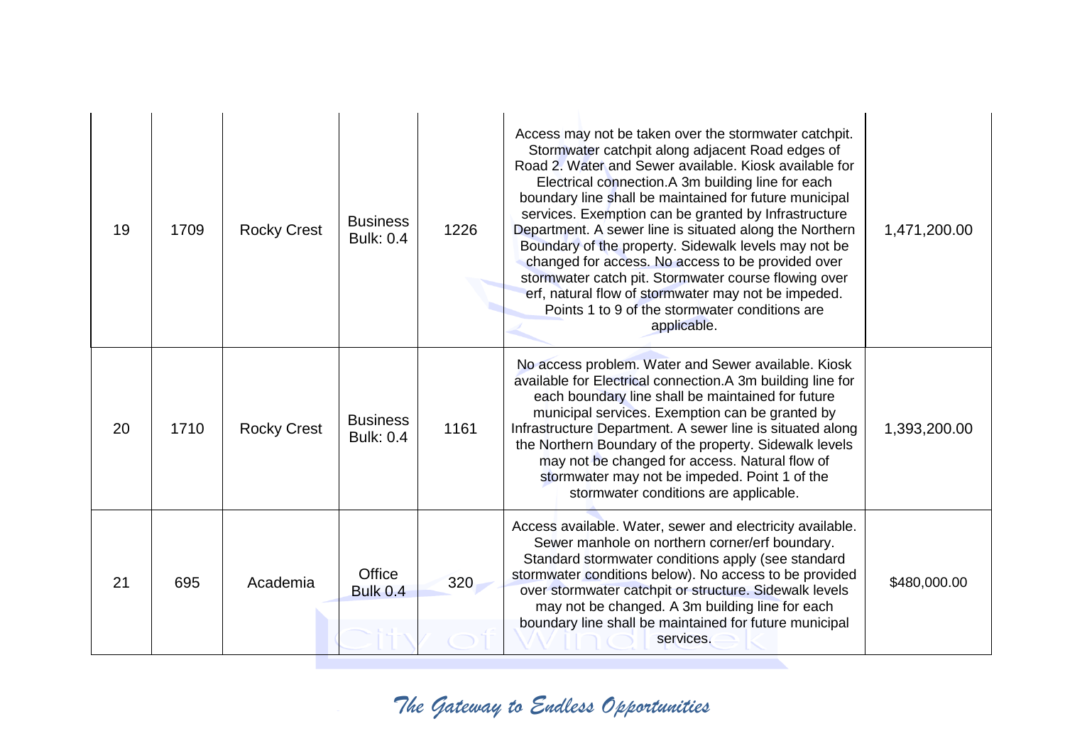| | | | | | | |
|---|---|---|---|---|---|---|
| 19 | 1709 | Rocky Crest | Business Bulk: 0.4 | 1226 | Access may not be taken over the stormwater catchpit. Stormwater catchpit along adjacent Road edges of Road 2. Water and Sewer available. Kiosk available for Electrical connection.A 3m building line for each boundary line shall be maintained for future municipal services. Exemption can be granted by Infrastructure Department. A sewer line is situated along the Northern Boundary of the property. Sidewalk levels may not be changed for access. No access to be provided over stormwater catch pit. Stormwater course flowing over erf, natural flow of stormwater may not be impeded. Points 1 to 9 of the stormwater conditions are applicable. | 1,471,200.00 |
| 20 | 1710 | Rocky Crest | Business Bulk: 0.4 | 1161 | No access problem. Water and Sewer available. Kiosk available for Electrical connection.A 3m building line for each boundary line shall be maintained for future municipal services. Exemption can be granted by Infrastructure Department. A sewer line is situated along the Northern Boundary of the property. Sidewalk levels may not be changed for access. Natural flow of stormwater may not be impeded. Point 1 of the stormwater conditions are applicable. | 1,393,200.00 |
| 21 | 695 | Academia | Office Bulk 0.4 | 320 | Access available. Water, sewer and electricity available. Sewer manhole on northern corner/erf boundary. Standard stormwater conditions apply (see standard stormwater conditions below). No access to be provided over stormwater catchpit or structure. Sidewalk levels may not be changed. A 3m building line for each boundary line shall be maintained for future municipal services. | $480,000.00 |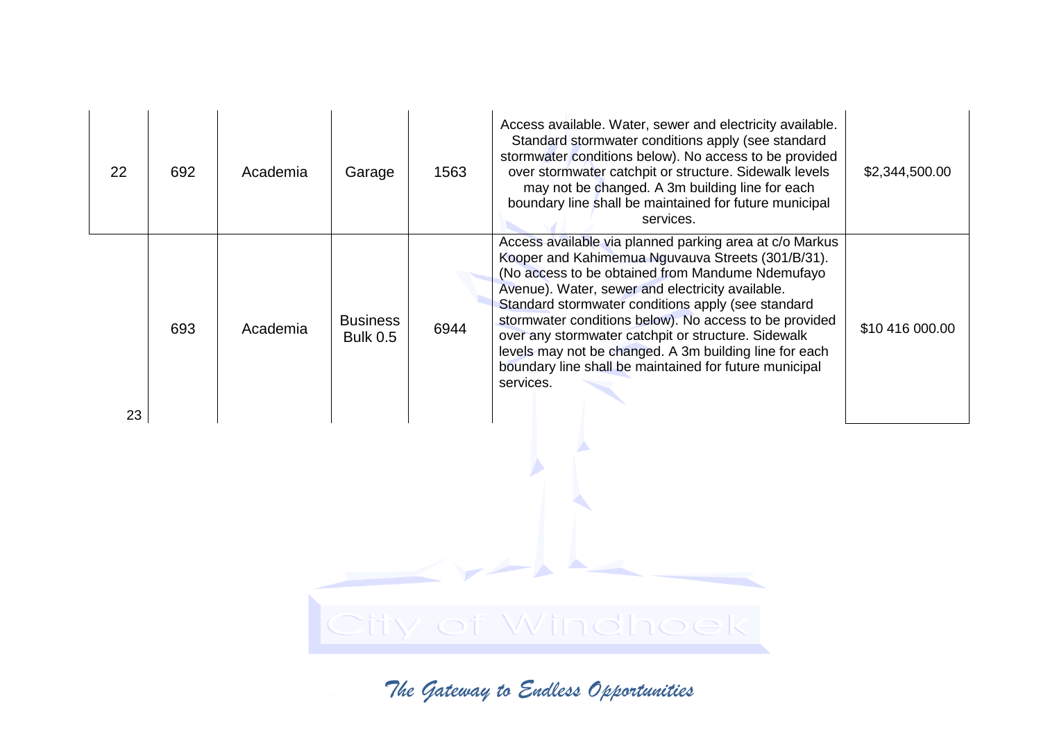| | | | | | | |
|---|---|---|---|---|---|---|
| 22 | 692 | Academia | Garage | 1563 | Access available. Water, sewer and electricity available. Standard stormwater conditions apply (see standard stormwater conditions below). No access to be provided over stormwater catchpit or structure. Sidewalk levels may not be changed. A 3m building line for each boundary line shall be maintained for future municipal services. | $2,344,500.00 |
| 23 | 693 | Academia | Business Bulk 0.5 | 6944 | Access available via planned parking area at c/o Markus Kooper and Kahimemua Nguvauva Streets (301/B/31). (No access to be obtained from Mandume Ndemufayo Avenue). Water, sewer and electricity available. Standard stormwater conditions apply (see standard stormwater conditions below). No access to be provided over any stormwater catchpit or structure. Sidewalk levels may not be changed. A 3m building line for each boundary line shall be maintained for future municipal services. | $10 416 000.00 |